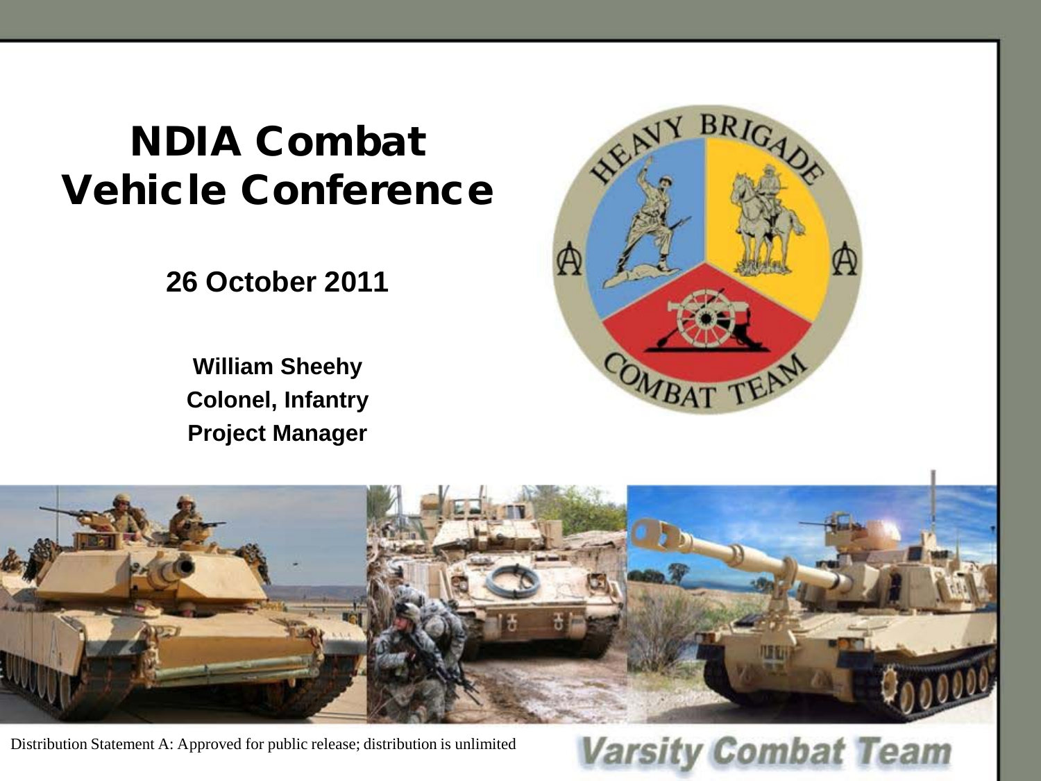# NDIA Combat Vehicle Conference

**26 October 2011**

**William Sheehy**
**Colonel, Infantry**
**Project Manager**

Distribution Statement A: Approved for public release; distribution is unlimited

**Varsity Combat Team**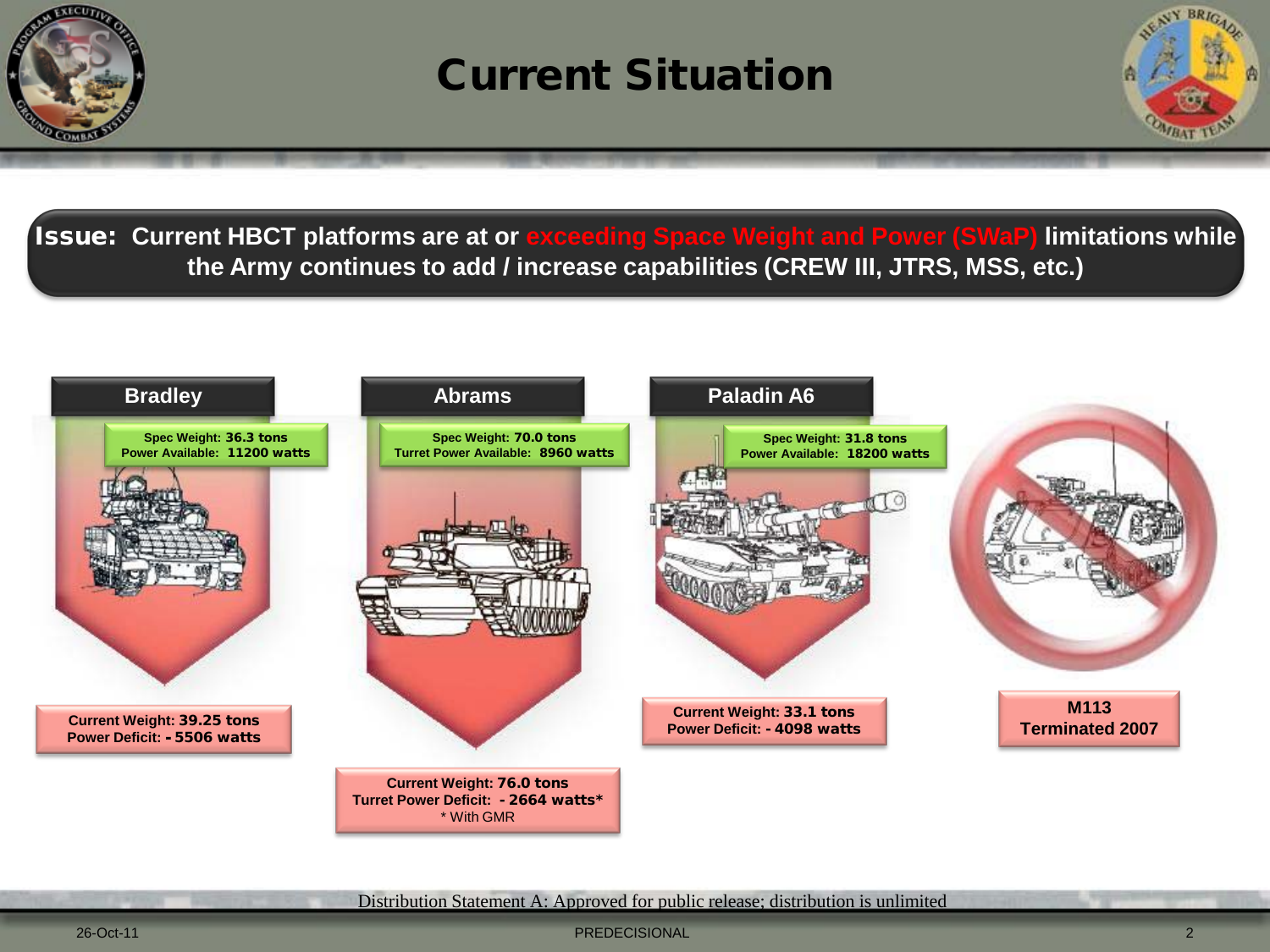# Current Situation

**Issue:** Current HBCT platforms are at or exceeding Space Weight and Power (SWaP) limitations while the Army continues to add / increase capabilities (CREW III, JTRS, MSS, etc.)

## Bradley

Spec Weight: **36.3 tons**
Power Available: **11200 watts**

Current Weight: **39.25 tons**
Power Deficit: **- 5506 watts**

## Abrams

Spec Weight: **70.0 tons**
Turret Power Available: **8960 watts**

Current Weight: **76.0 tons**
Turret Power Deficit: **- 2664 watts***
* With GMR

## Paladin A6

Spec Weight: **31.8 tons**
Power Available: **18200 watts**

Current Weight: **33.1 tons**
Power Deficit: **- 4098 watts**

**M113**
**Terminated 2007**

Distribution Statement A: Approved for public release; distribution is unlimited

26-Oct-11

PREDECISIONAL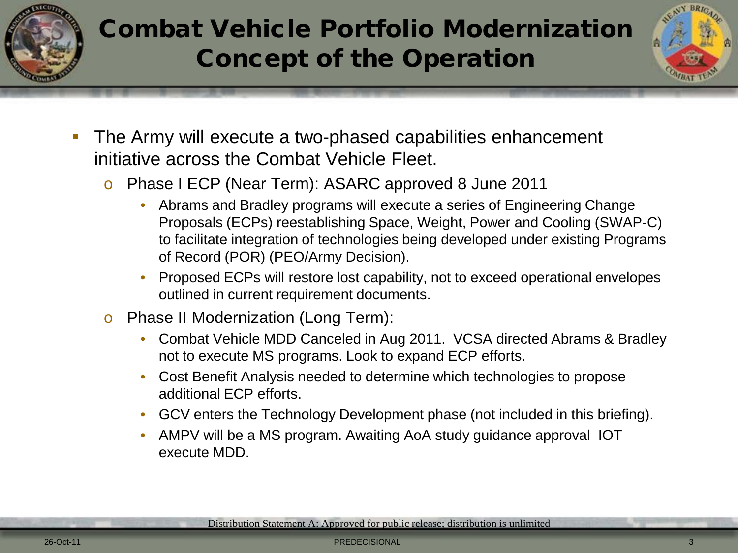# Combat Vehicle Portfolio Modernization Concept of the Operation

- The Army will execute a two-phased capabilities enhancement initiative across the Combat Vehicle Fleet.
  - Phase I ECP (Near Term): ASARC approved 8 June 2011
    - Abrams and Bradley programs will execute a series of Engineering Change Proposals (ECPs) reestablishing Space, Weight, Power and Cooling (SWAP-C) to facilitate integration of technologies being developed under existing Programs of Record (POR) (PEO/Army Decision).
    - Proposed ECPs will restore lost capability, not to exceed operational envelopes outlined in current requirement documents.
  - Phase II Modernization (Long Term):
    - Combat Vehicle MDD Canceled in Aug 2011. VCSA directed Abrams & Bradley not to execute MS programs. Look to expand ECP efforts.
    - Cost Benefit Analysis needed to determine which technologies to propose additional ECP efforts.
    - GCV enters the Technology Development phase (not included in this briefing).
    - AMPV will be a MS program. Awaiting AoA study guidance approval IOT execute MDD.

Distribution Statement A: Approved for public release; distribution is unlimited

26-Oct-11 PREDECISIONAL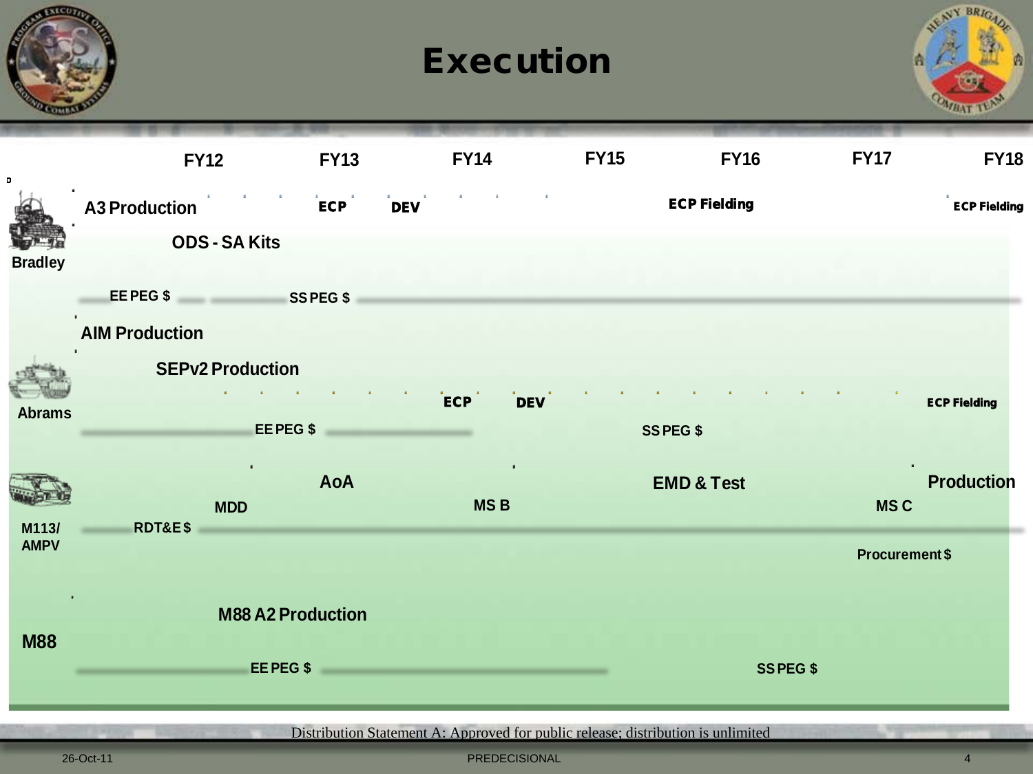# Execution

| | FY12 | FY13 | FY14 | FY15 | FY16 | FY17 | FY18 |
|---|---|---|---|---|---|---|---|
| **Bradley** | A3 Production; ODS - SA Kits; EE PEG $ | ECP; DEV; SS PEG $ | | | ECP Fielding | | ECP Fielding |
| **Abrams** | AIM Production; SEPv2 Production | EE PEG $ | ECP; DEV | SS PEG $ | | | ECP Fielding |
| **M113/ AMPV** | RDT&E $; MDD | AoA | MS B | EMD & Test | | MS C | Production; Procurement $ |
| **M88** | M88 A2 Production | EE PEG $ | | | SS PEG $ | | |

Distribution Statement A: Approved for public release; distribution is unlimited

26-Oct-11

PREDECISIONAL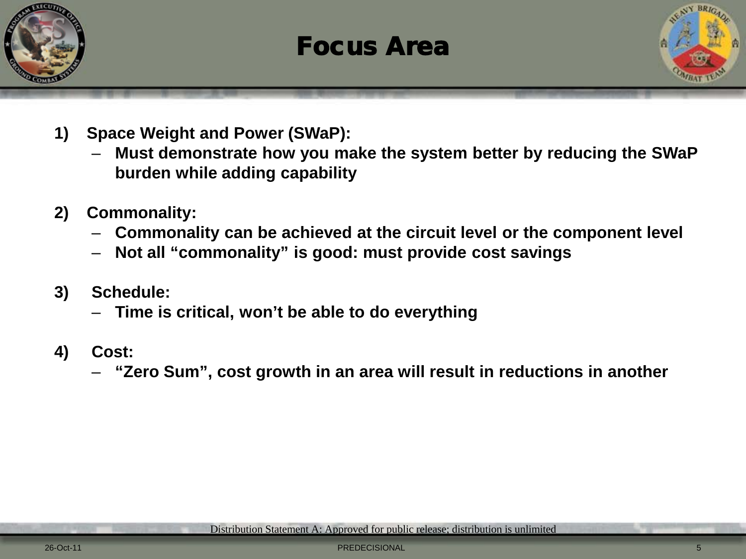# Focus Area

1) **Space Weight and Power (SWaP):**
   - **Must demonstrate how you make the system better by reducing the SWaP burden while adding capability**

2) **Commonality:**
   - **Commonality can be achieved at the circuit level or the component level**
   - **Not all "commonality" is good: must provide cost savings**

3) **Schedule:**
   - **Time is critical, won't be able to do everything**

4) **Cost:**
   - **"Zero Sum", cost growth in an area will result in reductions in another**

Distribution Statement A: Approved for public release; distribution is unlimited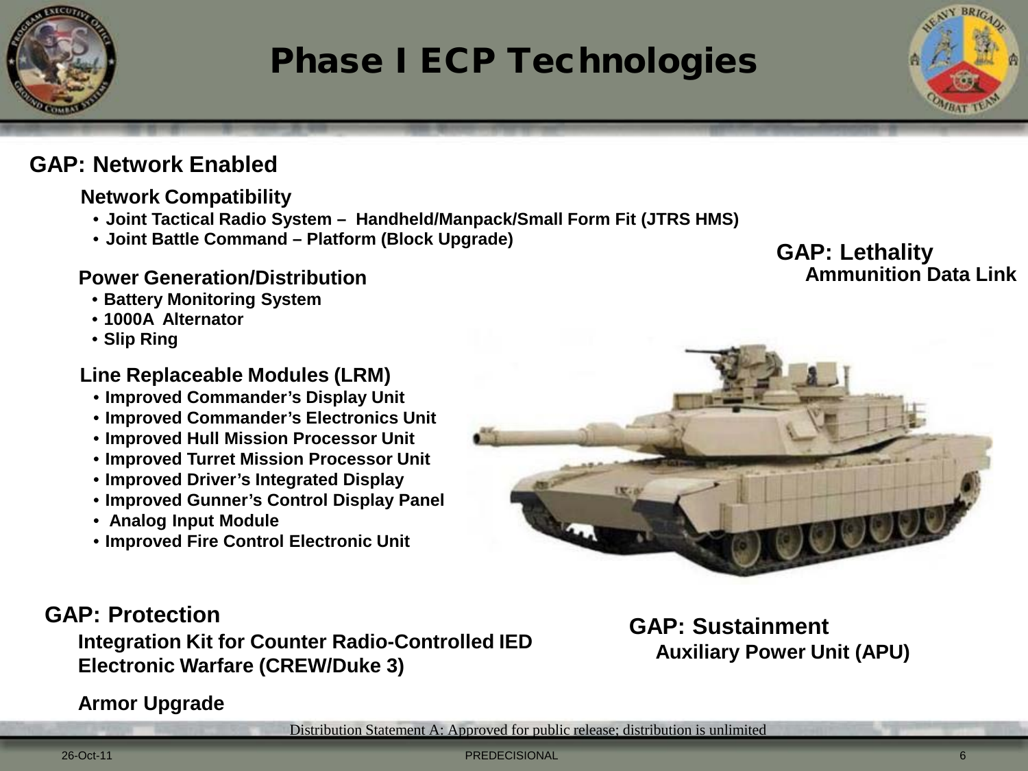# Phase I ECP Technologies

## GAP: Network Enabled

### Network Compatibility

- Joint Tactical Radio System – Handheld/Manpack/Small Form Fit (JTRS HMS)
- Joint Battle Command – Platform (Block Upgrade)

### Power Generation/Distribution

- Battery Monitoring System
- 1000A Alternator
- Slip Ring

### Line Replaceable Modules (LRM)

- Improved Commander's Display Unit
- Improved Commander's Electronics Unit
- Improved Hull Mission Processor Unit
- Improved Turret Mission Processor Unit
- Improved Driver's Integrated Display
- Improved Gunner's Control Display Panel
- Analog Input Module
- Improved Fire Control Electronic Unit

## GAP: Lethality

**Ammunition Data Link**

## GAP: Protection

**Integration Kit for Counter Radio-Controlled IED Electronic Warfare (CREW/Duke 3)**

**Armor Upgrade**

## GAP: Sustainment

**Auxiliary Power Unit (APU)**

Distribution Statement A: Approved for public release; distribution is unlimited

26-Oct-11 PREDECISIONAL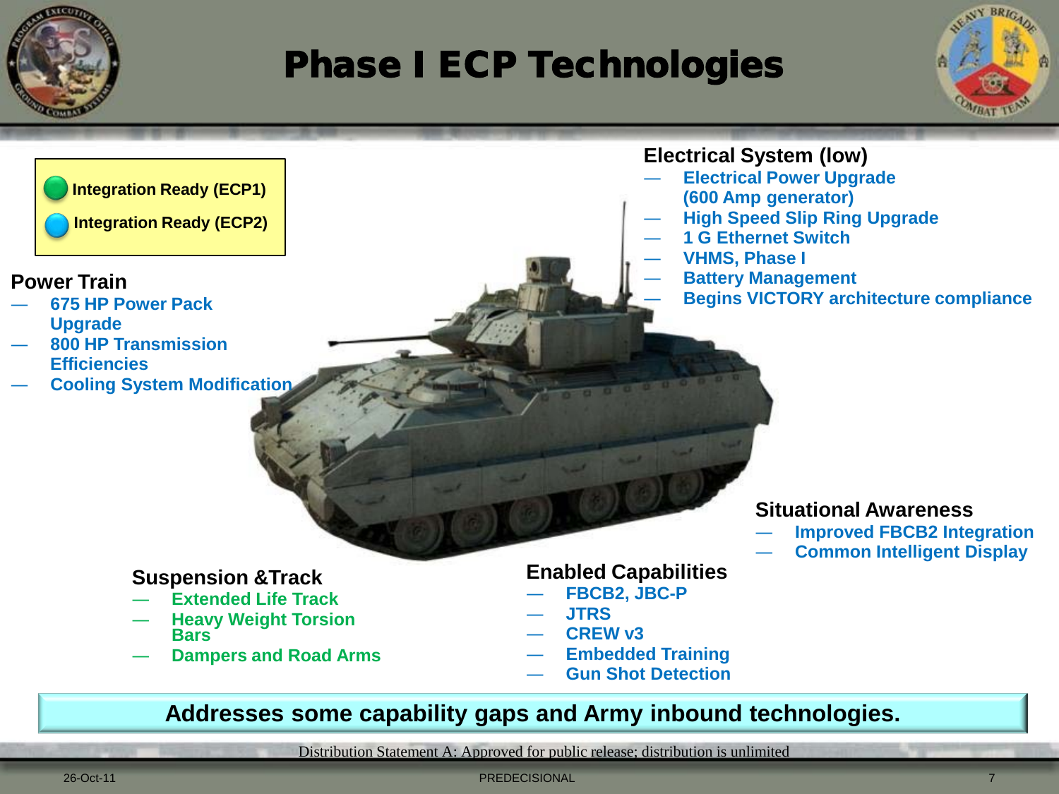# Phase I ECP Technologies

- Integration Ready (ECP1)
- Integration Ready (ECP2)

## Power Train

- 675 HP Power Pack Upgrade
- 800 HP Transmission Efficiencies
- Cooling System Modification

## Electrical System (low)

- Electrical Power Upgrade (600 Amp generator)
- High Speed Slip Ring Upgrade
- 1 G Ethernet Switch
- VHMS, Phase I
- Battery Management
- Begins VICTORY architecture compliance

## Situational Awareness

- Improved FBCB2 Integration
- Common Intelligent Display

## Suspension &Track

- Extended Life Track
- Heavy Weight Torsion Bars
- Dampers and Road Arms

## Enabled Capabilities

- FBCB2, JBC-P
- JTRS
- CREW v3
- Embedded Training
- Gun Shot Detection

**Addresses some capability gaps and Army inbound technologies.**

Distribution Statement A: Approved for public release; distribution is unlimited

26-Oct-11 PREDECISIONAL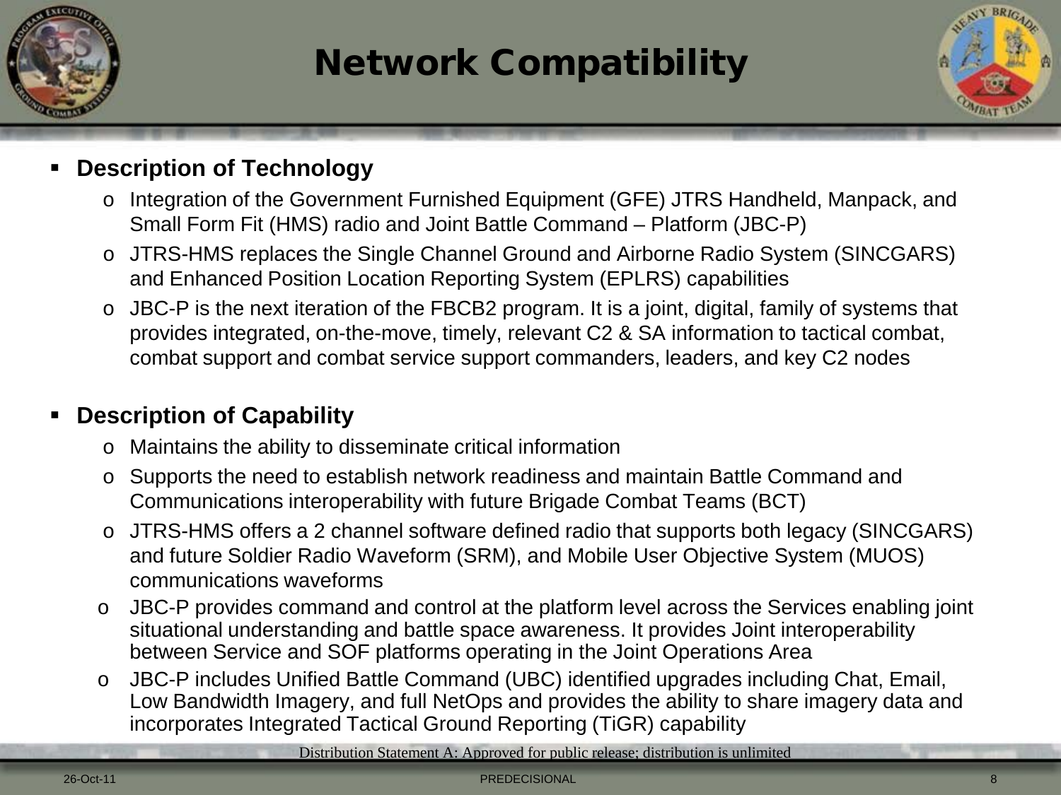# Network Compatibility

- **Description of Technology**
  - Integration of the Government Furnished Equipment (GFE) JTRS Handheld, Manpack, and Small Form Fit (HMS) radio and Joint Battle Command – Platform (JBC-P)
  - JTRS-HMS replaces the Single Channel Ground and Airborne Radio System (SINCGARS) and Enhanced Position Location Reporting System (EPLRS) capabilities
  - JBC-P is the next iteration of the FBCB2 program. It is a joint, digital, family of systems that provides integrated, on-the-move, timely, relevant C2 & SA information to tactical combat, combat support and combat service support commanders, leaders, and key C2 nodes

- **Description of Capability**
  - Maintains the ability to disseminate critical information
  - Supports the need to establish network readiness and maintain Battle Command and Communications interoperability with future Brigade Combat Teams (BCT)
  - JTRS-HMS offers a 2 channel software defined radio that supports both legacy (SINCGARS) and future Soldier Radio Waveform (SRM), and Mobile User Objective System (MUOS) communications waveforms
  - JBC-P provides command and control at the platform level across the Services enabling joint situational understanding and battle space awareness. It provides Joint interoperability between Service and SOF platforms operating in the Joint Operations Area
  - JBC-P includes Unified Battle Command (UBC) identified upgrades including Chat, Email, Low Bandwidth Imagery, and full NetOps and provides the ability to share imagery data and incorporates Integrated Tactical Ground Reporting (TiGR) capability

Distribution Statement A: Approved for public release; distribution is unlimited

26-Oct-11 PREDECISIONAL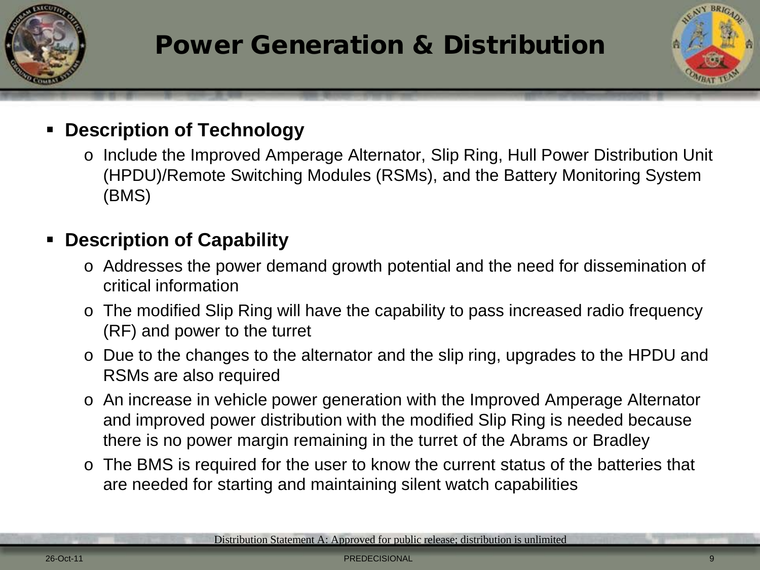# Power Generation & Distribution

- **Description of Technology**
  - Include the Improved Amperage Alternator, Slip Ring, Hull Power Distribution Unit (HPDU)/Remote Switching Modules (RSMs), and the Battery Monitoring System (BMS)

- **Description of Capability**
  - Addresses the power demand growth potential and the need for dissemination of critical information
  - The modified Slip Ring will have the capability to pass increased radio frequency (RF) and power to the turret
  - Due to the changes to the alternator and the slip ring, upgrades to the HPDU and RSMs are also required
  - An increase in vehicle power generation with the Improved Amperage Alternator and improved power distribution with the modified Slip Ring is needed because there is no power margin remaining in the turret of the Abrams or Bradley
  - The BMS is required for the user to know the current status of the batteries that are needed for starting and maintaining silent watch capabilities

Distribution Statement A: Approved for public release; distribution is unlimited

PREDECISIONAL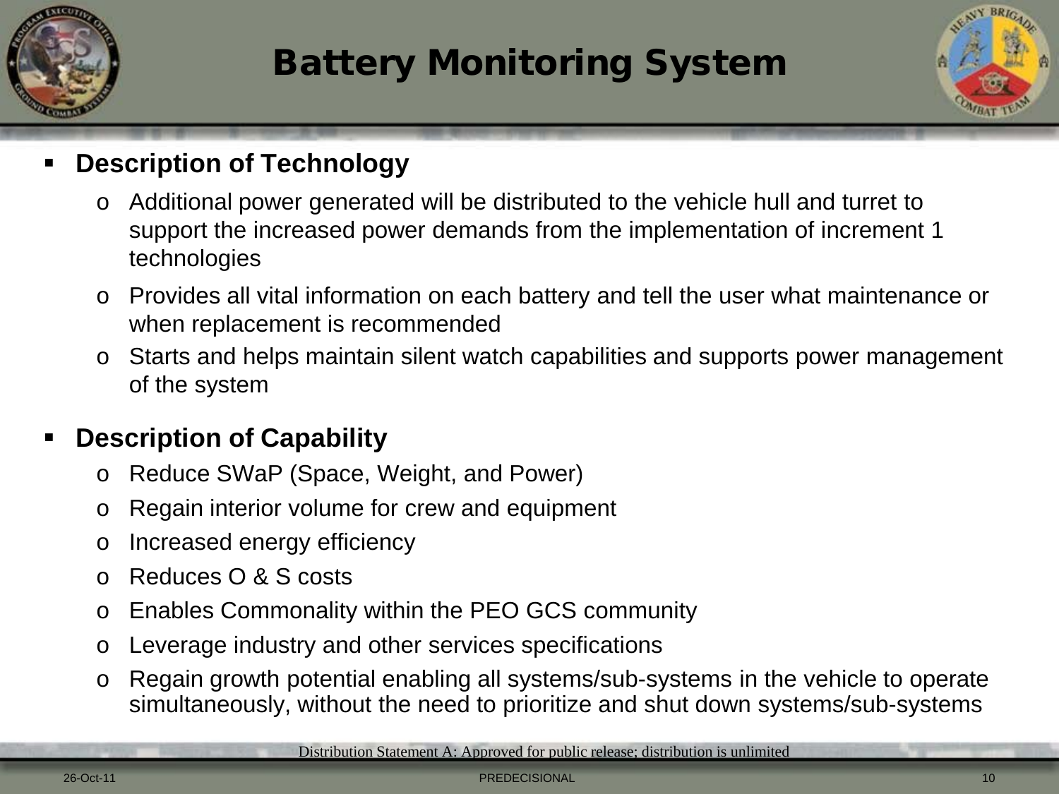# Battery Monitoring System

- **Description of Technology**
  - Additional power generated will be distributed to the vehicle hull and turret to support the increased power demands from the implementation of increment 1 technologies
  - Provides all vital information on each battery and tell the user what maintenance or when replacement is recommended
  - Starts and helps maintain silent watch capabilities and supports power management of the system

- **Description of Capability**
  - Reduce SWaP (Space, Weight, and Power)
  - Regain interior volume for crew and equipment
  - Increased energy efficiency
  - Reduces O & S costs
  - Enables Commonality within the PEO GCS community
  - Leverage industry and other services specifications
  - Regain growth potential enabling all systems/sub-systems in the vehicle to operate simultaneously, without the need to prioritize and shut down systems/sub-systems

Distribution Statement A: Approved for public release; distribution is unlimited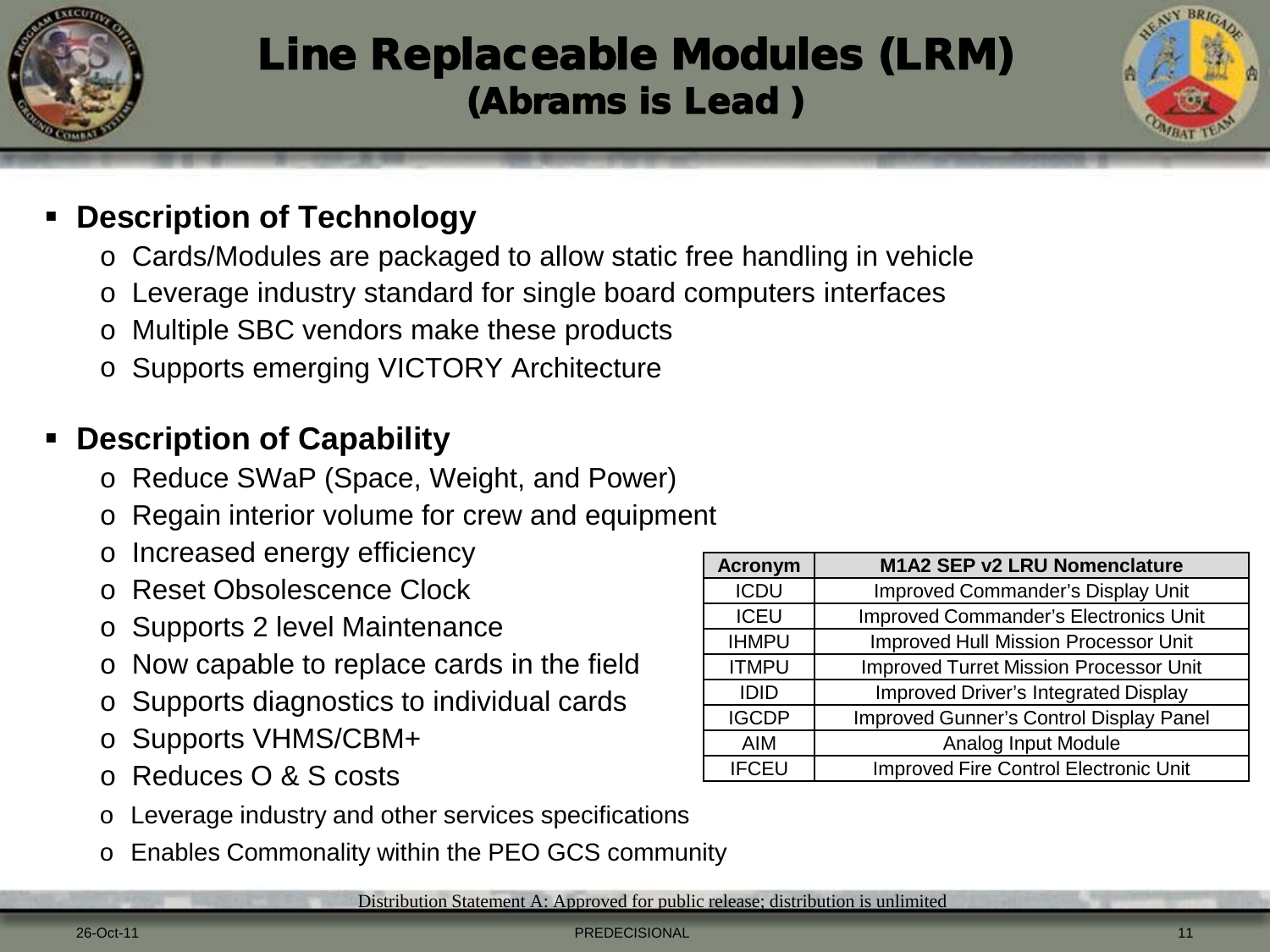# Line Replaceable Modules (LRM)
## (Abrams is Lead )

- **Description of Technology**
  - Cards/Modules are packaged to allow static free handling in vehicle
  - Leverage industry standard for single board computers interfaces
  - Multiple SBC vendors make these products
  - Supports emerging VICTORY Architecture

- **Description of Capability**
  - Reduce SWaP (Space, Weight, and Power)
  - Regain interior volume for crew and equipment
  - Increased energy efficiency
  - Reset Obsolescence Clock
  - Supports 2 level Maintenance
  - Now capable to replace cards in the field
  - Supports diagnostics to individual cards
  - Supports VHMS/CBM+
  - Reduces O & S costs
  - Leverage industry and other services specifications
  - Enables Commonality within the PEO GCS community

| Acronym | M1A2 SEP v2 LRU Nomenclature |
|---|---|
| ICDU | Improved Commander's Display Unit |
| ICEU | Improved Commander's Electronics Unit |
| IHMPU | Improved Hull Mission Processor Unit |
| ITMPU | Improved Turret Mission Processor Unit |
| IDID | Improved Driver's Integrated Display |
| IGCDP | Improved Gunner's Control Display Panel |
| AIM | Analog Input Module |
| IFCEU | Improved Fire Control Electronic Unit |

Distribution Statement A: Approved for public release; distribution is unlimited

26-Oct-11 PREDECISIONAL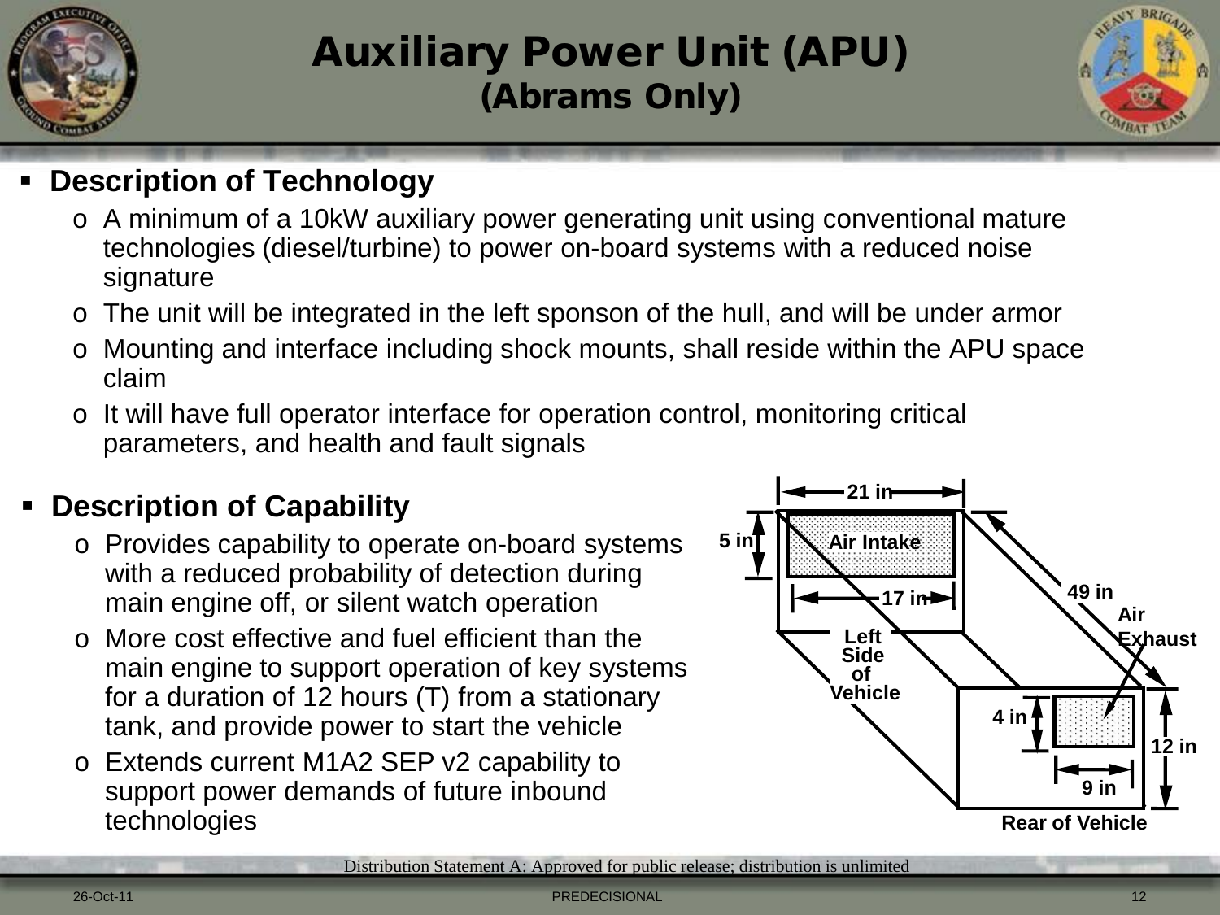# Auxiliary Power Unit (APU)
## (Abrams Only)

- **Description of Technology**
  - A minimum of a 10kW auxiliary power generating unit using conventional mature technologies (diesel/turbine) to power on-board systems with a reduced noise signature
  - The unit will be integrated in the left sponson of the hull, and will be under armor
  - Mounting and interface including shock mounts, shall reside within the APU space claim
  - It will have full operator interface for operation control, monitoring critical parameters, and health and fault signals

- **Description of Capability**
  - Provides capability to operate on-board systems with a reduced probability of detection during main engine off, or silent watch operation
  - More cost effective and fuel efficient than the main engine to support operation of key systems for a duration of 12 hours (T) from a stationary tank, and provide power to start the vehicle
  - Extends current M1A2 SEP v2 capability to support power demands of future inbound technologies

21 in
5 in
Air Intake
17 in
49 in
Air Exhaust
Left Side of Vehicle
4 in
12 in
9 in
Rear of Vehicle

Distribution Statement A: Approved for public release; distribution is unlimited

26-Oct-11 PREDECISIONAL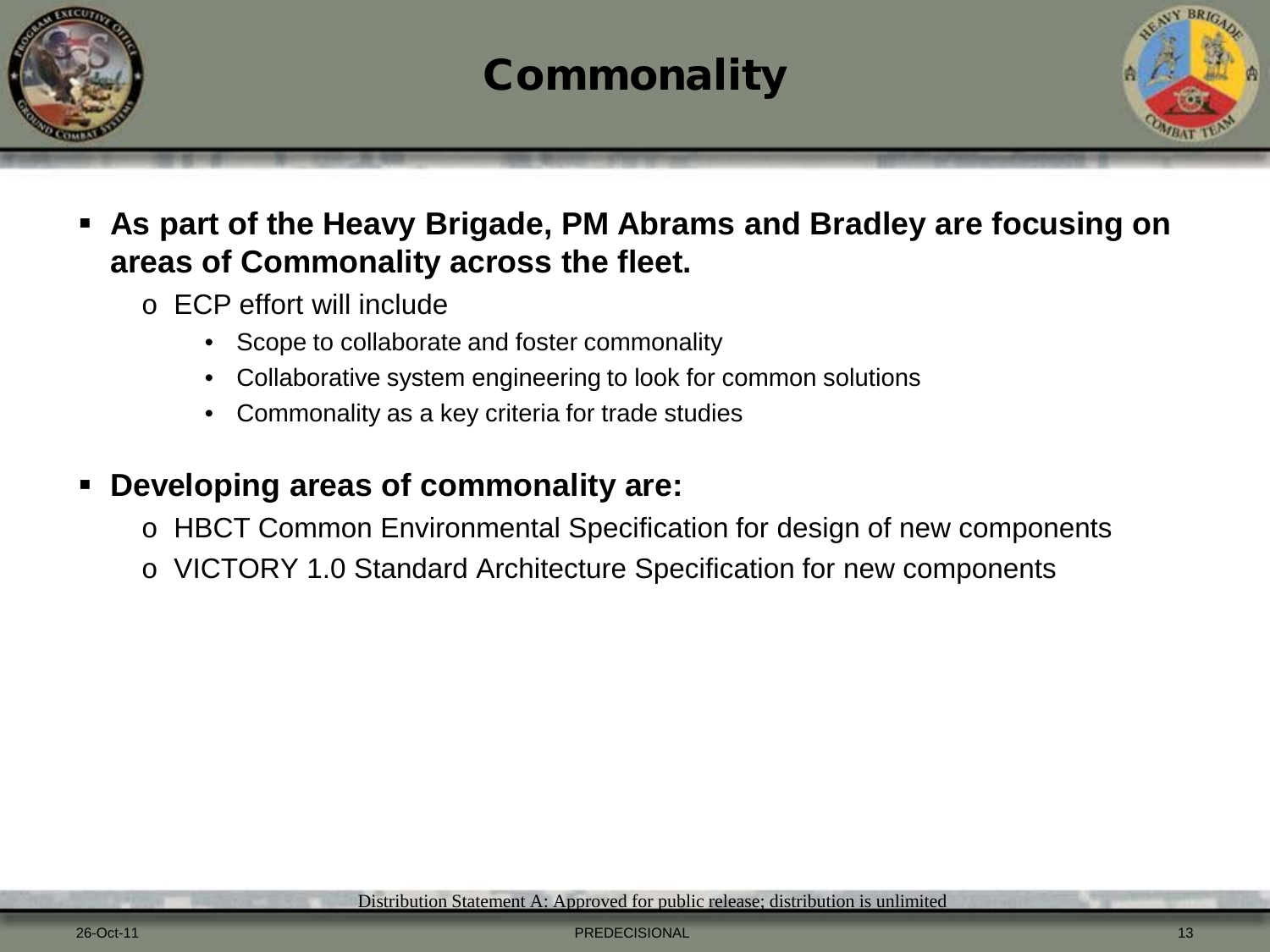# Commonality

- **As part of the Heavy Brigade, PM Abrams and Bradley are focusing on areas of Commonality across the fleet.**
  - ECP effort will include
    - Scope to collaborate and foster commonality
    - Collaborative system engineering to look for common solutions
    - Commonality as a key criteria for trade studies

- **Developing areas of commonality are:**
  - HBCT Common Environmental Specification for design of new components
  - VICTORY 1.0 Standard Architecture Specification for new components

Distribution Statement A: Approved for public release; distribution is unlimited

PREDECISIONAL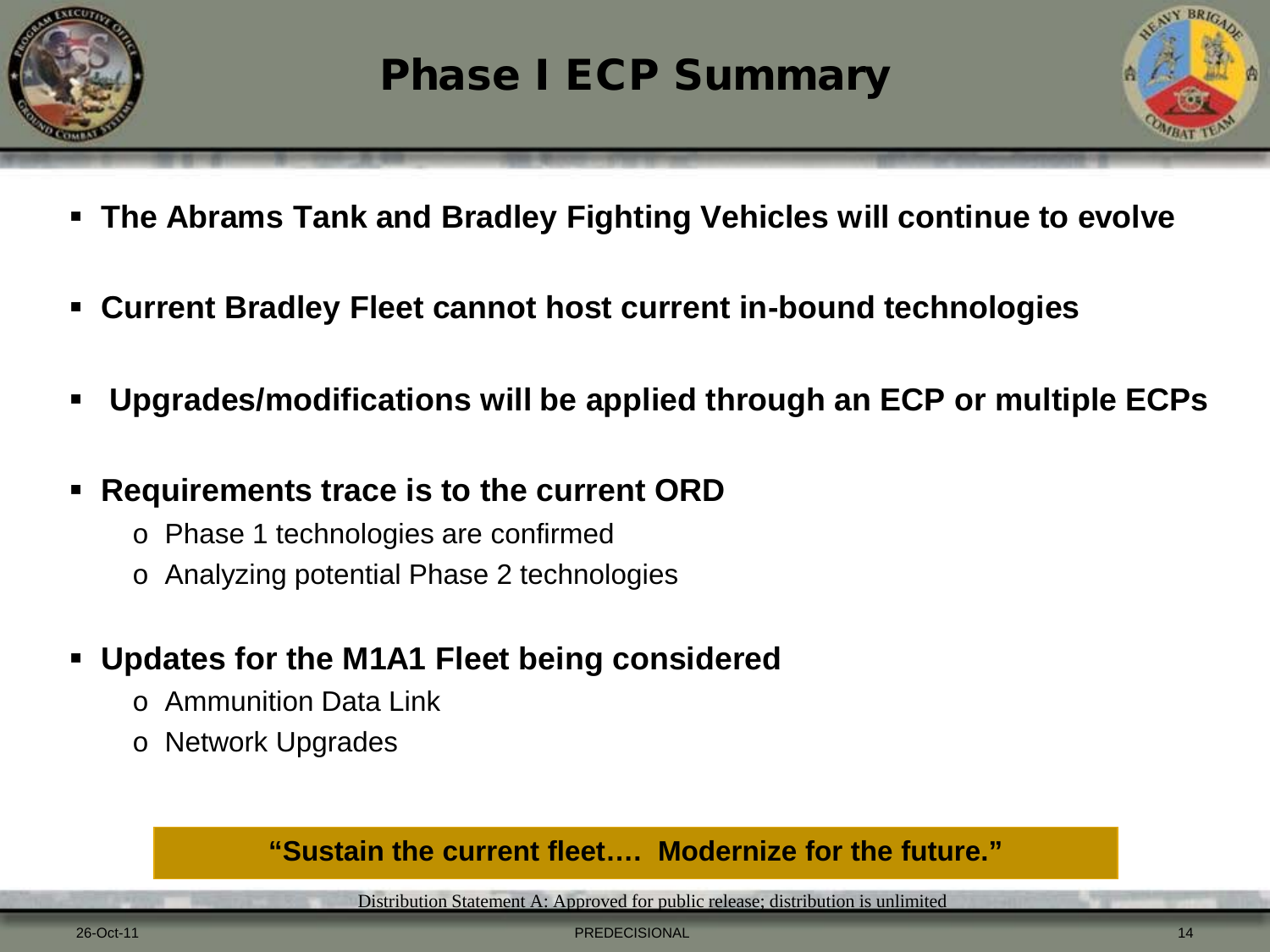# Phase I ECP Summary

- **The Abrams Tank and Bradley Fighting Vehicles will continue to evolve**
- **Current Bradley Fleet cannot host current in-bound technologies**
- **Upgrades/modifications will be applied through an ECP or multiple ECPs**
- **Requirements trace is to the current ORD**
  - Phase 1 technologies are confirmed
  - Analyzing potential Phase 2 technologies
- **Updates for the M1A1 Fleet being considered**
  - Ammunition Data Link
  - Network Upgrades

**"Sustain the current fleet…. Modernize for the future."**

Distribution Statement A: Approved for public release; distribution is unlimited

26-Oct-11 PREDECISIONAL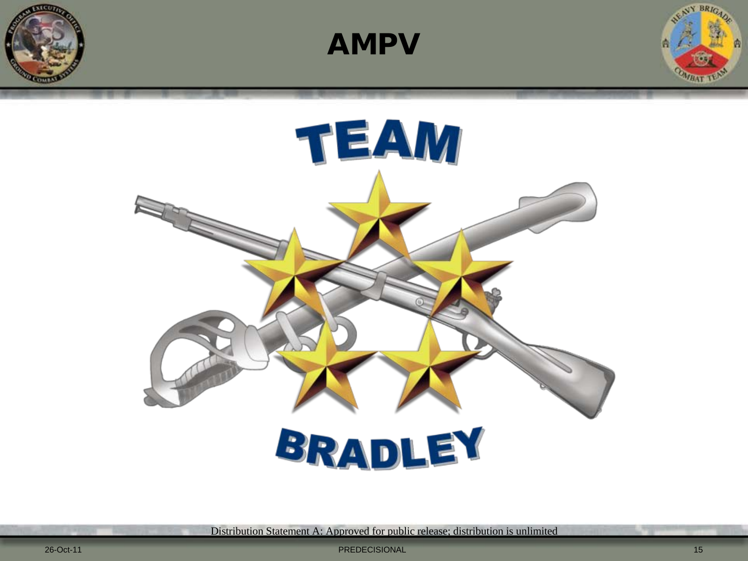# AMPV

TEAM

BRADLEY

Distribution Statement A: Approved for public release; distribution is unlimited

PREDECISIONAL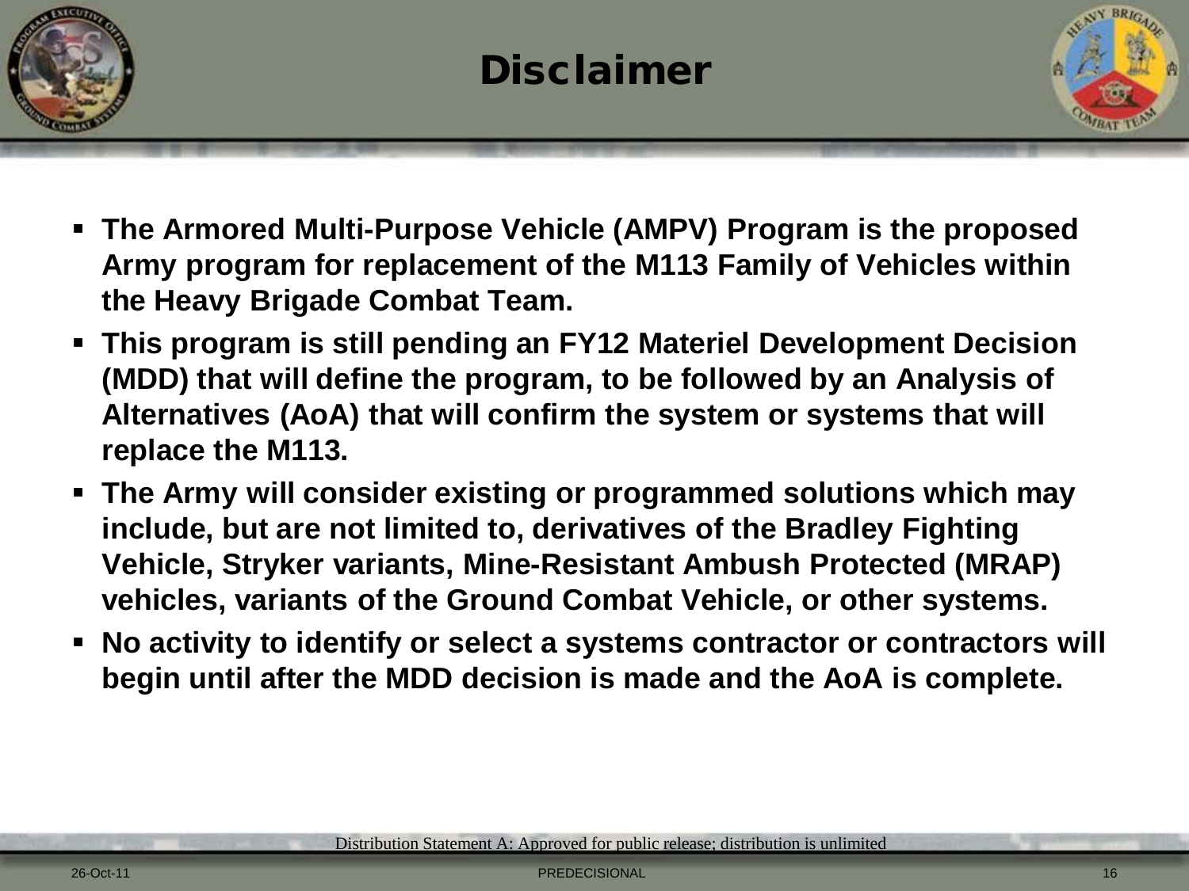# Disclaimer

- **The Armored Multi-Purpose Vehicle (AMPV) Program is the proposed Army program for replacement of the M113 Family of Vehicles within the Heavy Brigade Combat Team.**
- **This program is still pending an FY12 Materiel Development Decision (MDD) that will define the program, to be followed by an Analysis of Alternatives (AoA) that will confirm the system or systems that will replace the M113.**
- **The Army will consider existing or programmed solutions which may include, but are not limited to, derivatives of the Bradley Fighting Vehicle, Stryker variants, Mine-Resistant Ambush Protected (MRAP) vehicles, variants of the Ground Combat Vehicle, or other systems.**
- **No activity to identify or select a systems contractor or contractors will begin until after the MDD decision is made and the AoA is complete.**

Distribution Statement A: Approved for public release; distribution is unlimited

26-Oct-11 PREDECISIONAL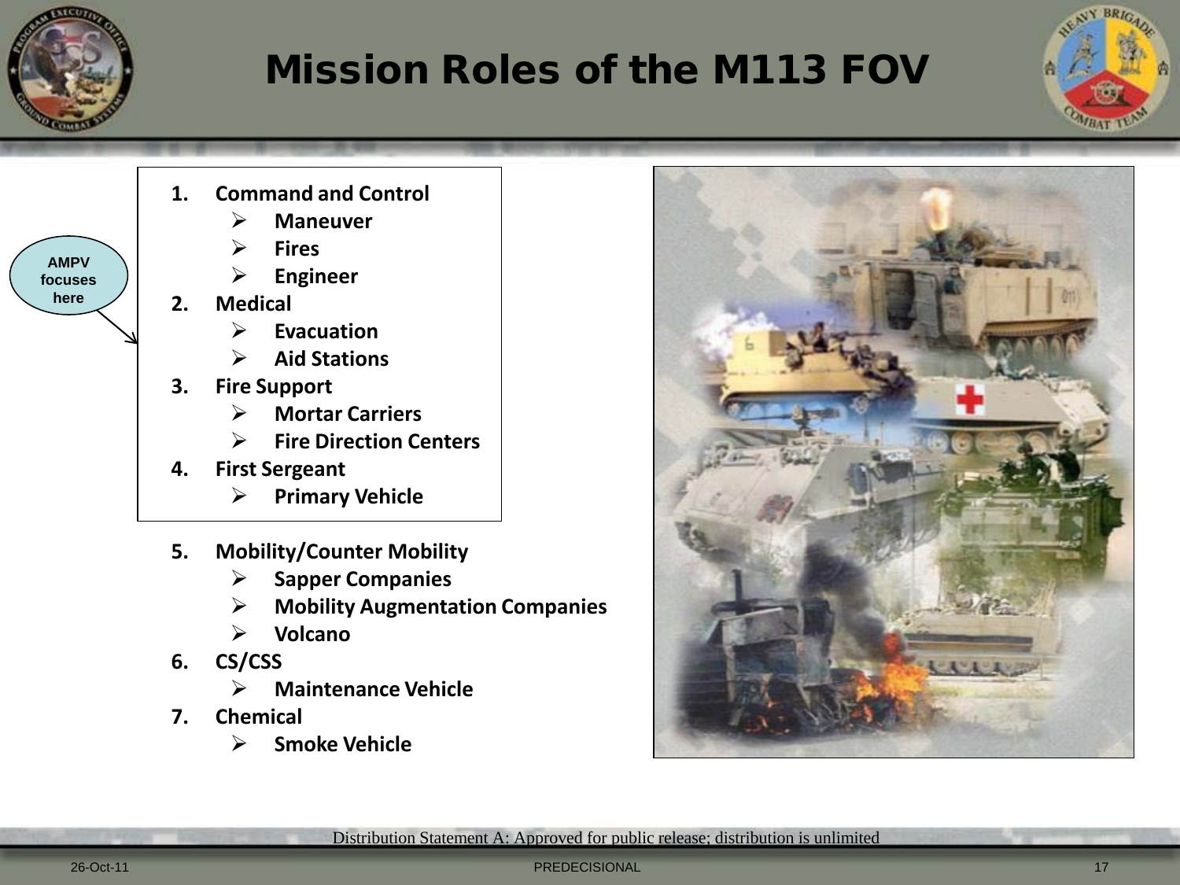# Mission Roles of the M113 FOV

AMPV focuses here

1. **Command and Control**
   - **Maneuver**
   - **Fires**
   - **Engineer**
2. **Medical**
   - **Evacuation**
   - **Aid Stations**
3. **Fire Support**
   - **Mortar Carriers**
   - **Fire Direction Centers**
4. **First Sergeant**
   - **Primary Vehicle**
5. **Mobility/Counter Mobility**
   - **Sapper Companies**
   - **Mobility Augmentation Companies**
   - **Volcano**
6. **CS/CSS**
   - **Maintenance Vehicle**
7. **Chemical**
   - **Smoke Vehicle**

Distribution Statement A: Approved for public release; distribution is unlimited

26-Oct-11

PREDECISIONAL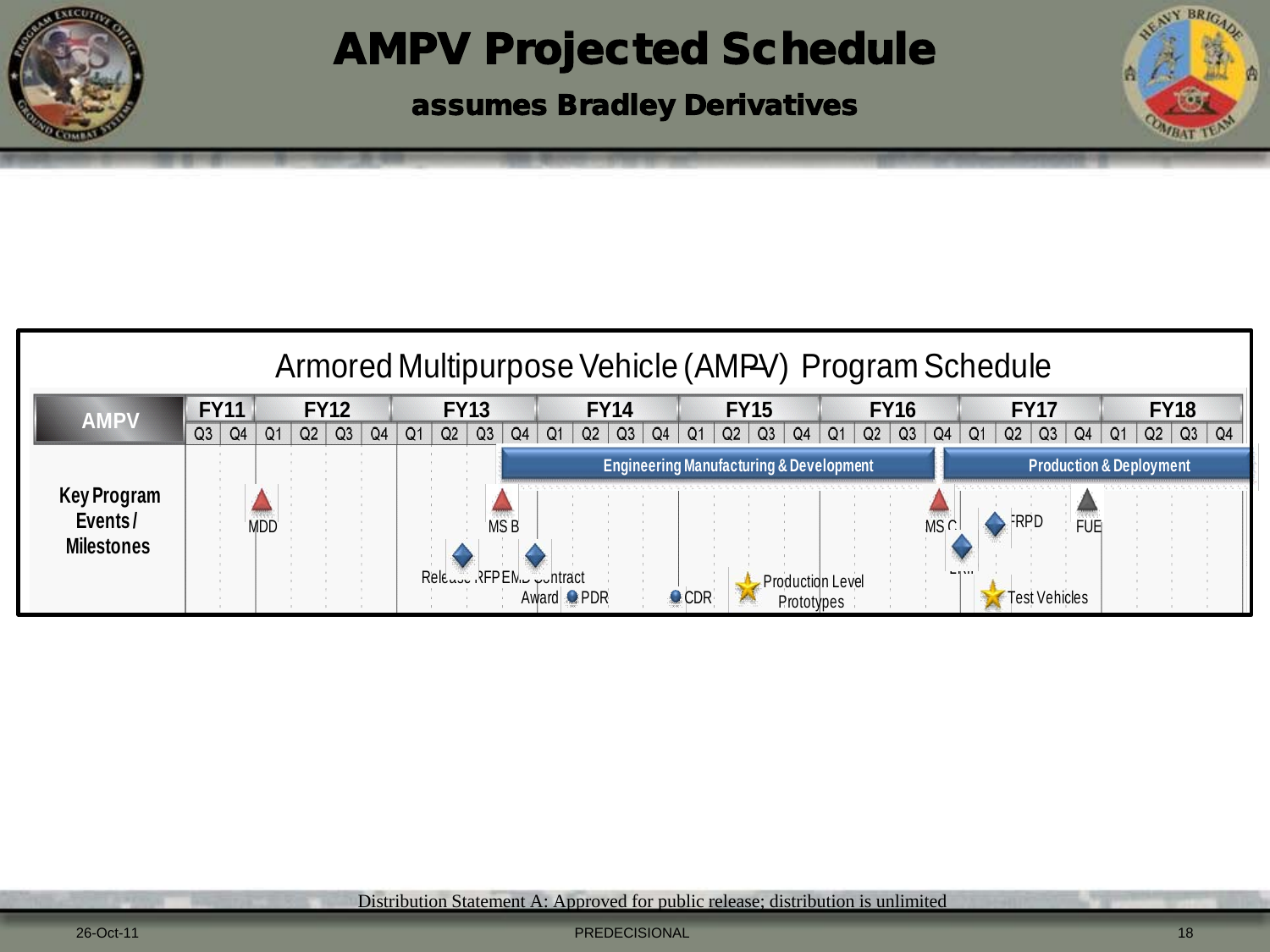# AMPV Projected Schedule

**assumes Bradley Derivatives**

## Armored Multipurpose Vehicle (AMPV) Program Schedule

| AMPV | FY11 | | FY12 | | | | FY13 | | | | FY14 | | | | FY15 | | | | FY16 | | | | FY17 | | | | FY18 | | | |
|---|---|---|---|---|---|---|---|---|---|---|---|---|---|---|---|---|---|---|---|---|---|---|---|---|---|---|---|---|---|---|
| | Q3 | Q4 | Q1 | Q2 | Q3 | Q4 | Q1 | Q2 | Q3 | Q4 | Q1 | Q2 | Q3 | Q4 | Q1 | Q2 | Q3 | Q4 | Q1 | Q2 | Q3 | Q4 | Q1 | Q2 | Q3 | Q4 | Q1 | Q2 | Q3 | Q4 |

**Phases:** Engineering Manufacturing & Development; Production & Deployment

**Key Program Events / Milestones:** MDD; MS B; Release RFP; EMD Contract Award; PDR; CDR; Production Level Prototypes; MS C; LRIP; FRPD; FUE; Test Vehicles

Distribution Statement A: Approved for public release; distribution is unlimited

26-Oct-11

PREDECISIONAL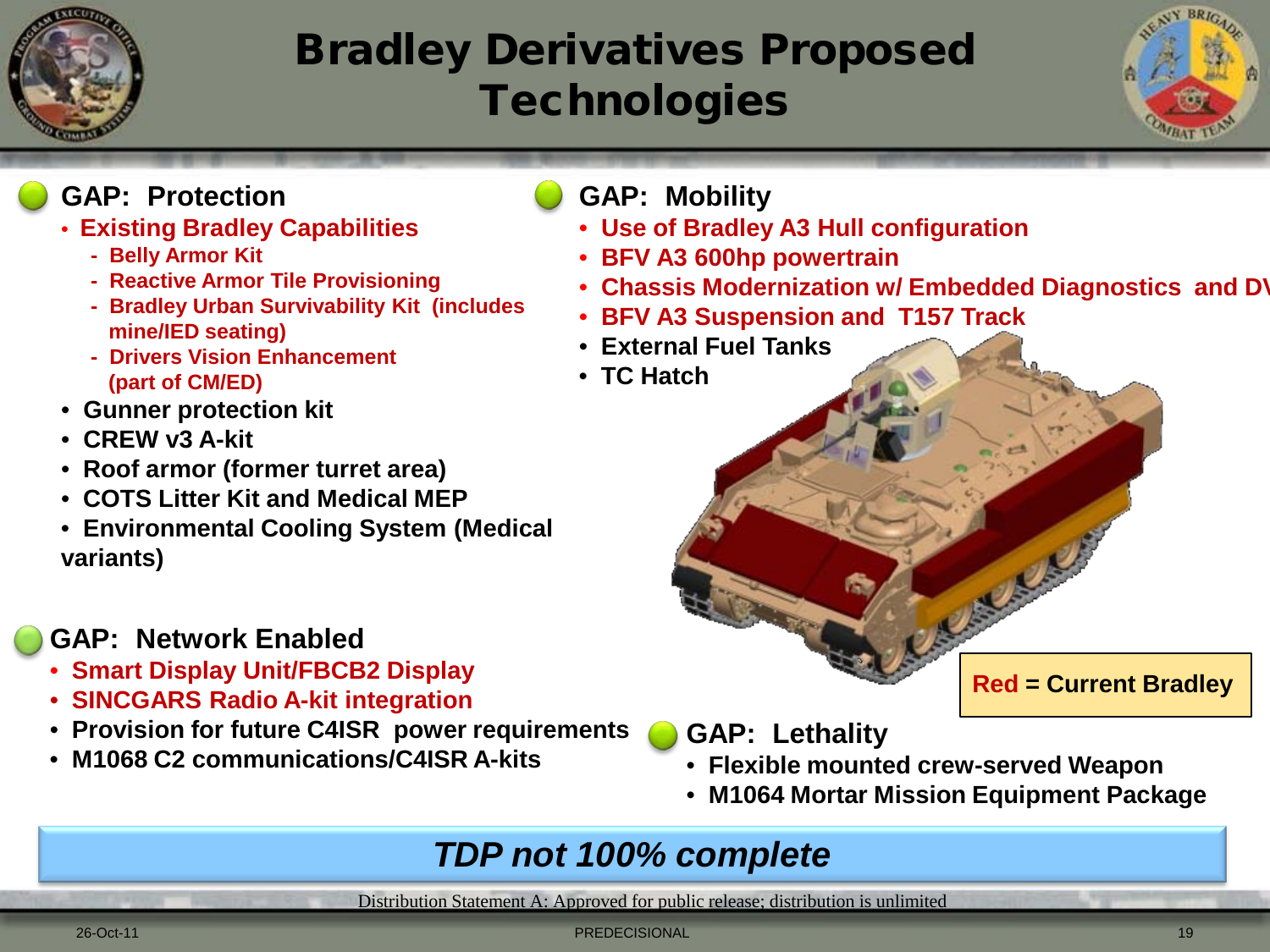# Bradley Derivatives Proposed Technologies

## GAP: Protection

- Existing Bradley Capabilities
  - Belly Armor Kit
  - Reactive Armor Tile Provisioning
  - Bradley Urban Survivability Kit (includes mine/IED seating)
  - Drivers Vision Enhancement (part of CM/ED)
- Gunner protection kit
- CREW v3 A-kit
- Roof armor (former turret area)
- COTS Litter Kit and Medical MEP
- Environmental Cooling System (Medical variants)

## GAP: Mobility

- Use of Bradley A3 Hull configuration
- BFV A3 600hp powertrain
- Chassis Modernization w/ Embedded Diagnostics and DV
- BFV A3 Suspension and T157 Track
- External Fuel Tanks
- TC Hatch

## GAP: Network Enabled

- Smart Display Unit/FBCB2 Display
- SINCGARS Radio A-kit integration
- Provision for future C4ISR power requirements
- M1068 C2 communications/C4ISR A-kits

## GAP: Lethality

- Flexible mounted crew-served Weapon
- M1064 Mortar Mission Equipment Package

Red = Current Bradley

***TDP not 100% complete***

Distribution Statement A: Approved for public release; distribution is unlimited

26-Oct-11

PREDECISIONAL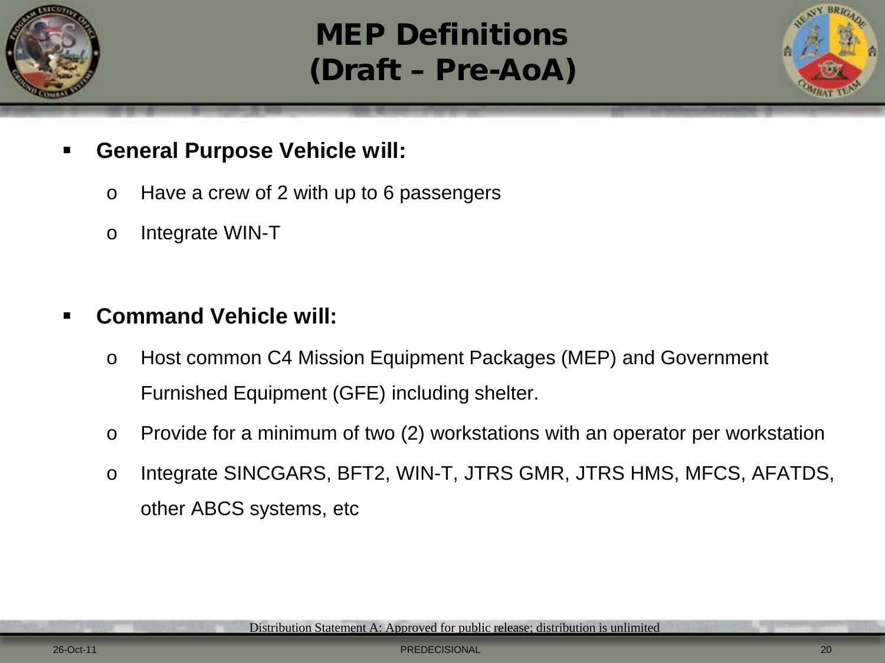# MEP Definitions
# (Draft – Pre-AoA)

- **General Purpose Vehicle will:**
  - Have a crew of 2 with up to 6 passengers
  - Integrate WIN-T

- **Command Vehicle will:**
  - Host common C4 Mission Equipment Packages (MEP) and Government Furnished Equipment (GFE) including shelter.
  - Provide for a minimum of two (2) workstations with an operator per workstation
  - Integrate SINCGARS, BFT2, WIN-T, JTRS GMR, JTRS HMS, MFCS, AFATDS, other ABCS systems, etc

Distribution Statement A: Approved for public release; distribution is unlimited

PREDECISIONAL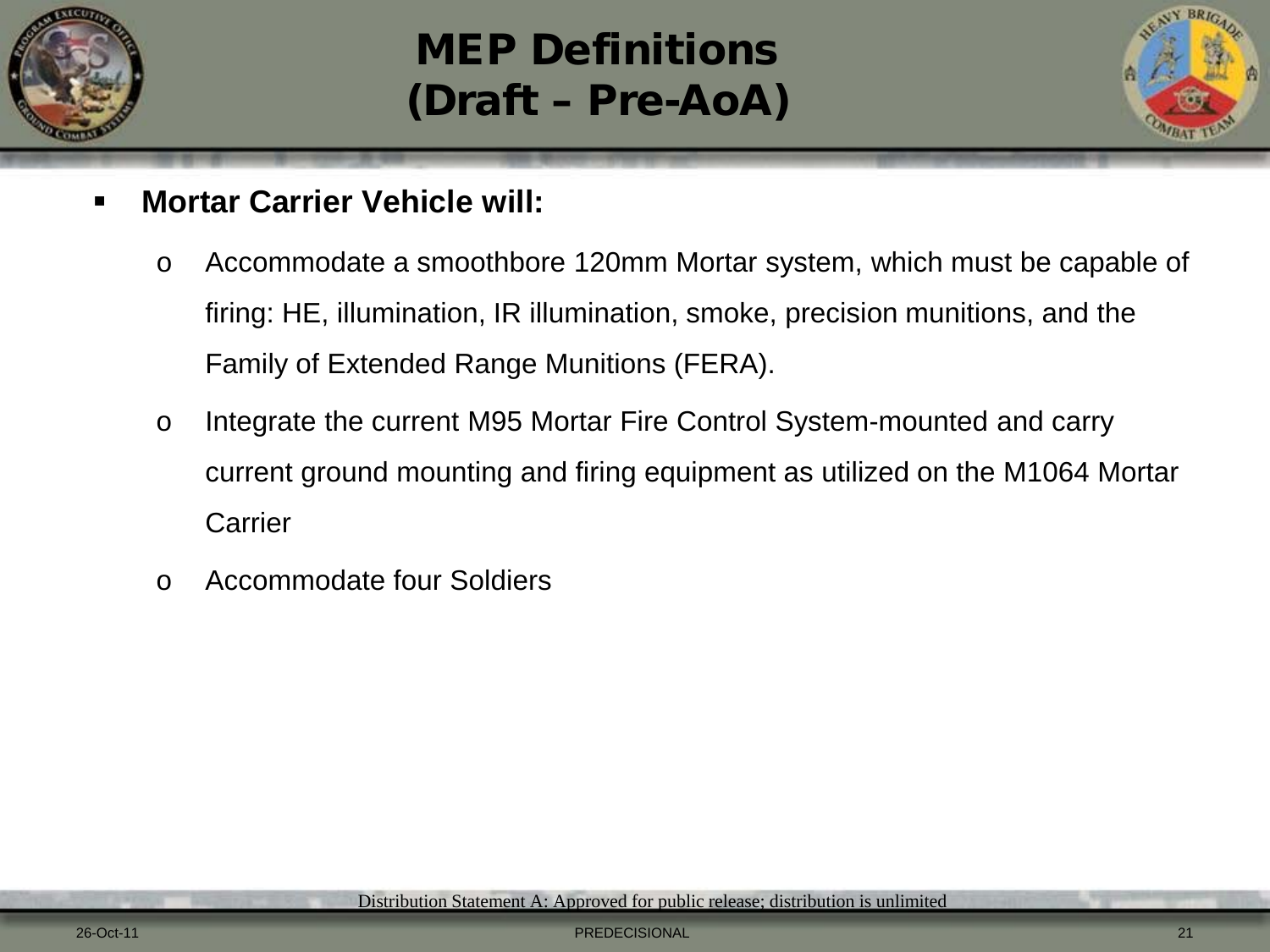# MEP Definitions
# (Draft – Pre-AoA)

- **Mortar Carrier Vehicle will:**
  - Accommodate a smoothbore 120mm Mortar system, which must be capable of firing: HE, illumination, IR illumination, smoke, precision munitions, and the Family of Extended Range Munitions (FERA).
  - Integrate the current M95 Mortar Fire Control System-mounted and carry current ground mounting and firing equipment as utilized on the M1064 Mortar Carrier
  - Accommodate four Soldiers

Distribution Statement A: Approved for public release; distribution is unlimited

PREDECISIONAL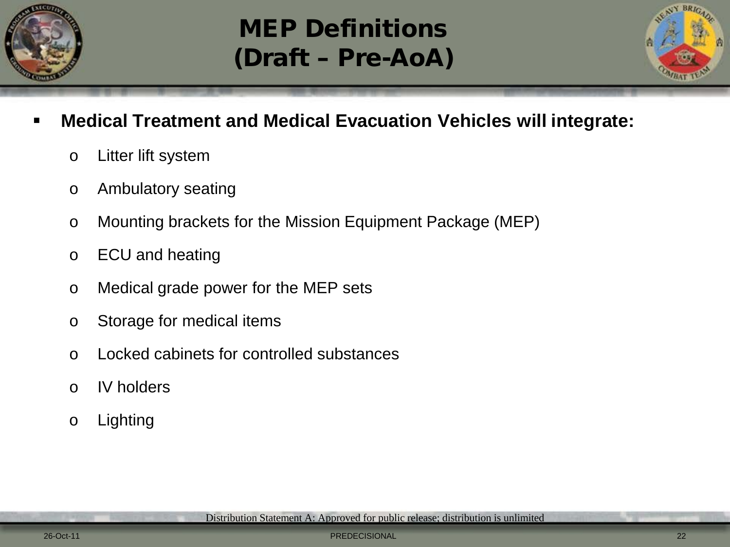# MEP Definitions (Draft – Pre-AoA)

- **Medical Treatment and Medical Evacuation Vehicles will integrate:**
  - Litter lift system
  - Ambulatory seating
  - Mounting brackets for the Mission Equipment Package (MEP)
  - ECU and heating
  - Medical grade power for the MEP sets
  - Storage for medical items
  - Locked cabinets for controlled substances
  - IV holders
  - Lighting

Distribution Statement A: Approved for public release; distribution is unlimited

26-Oct-11 PREDECISIONAL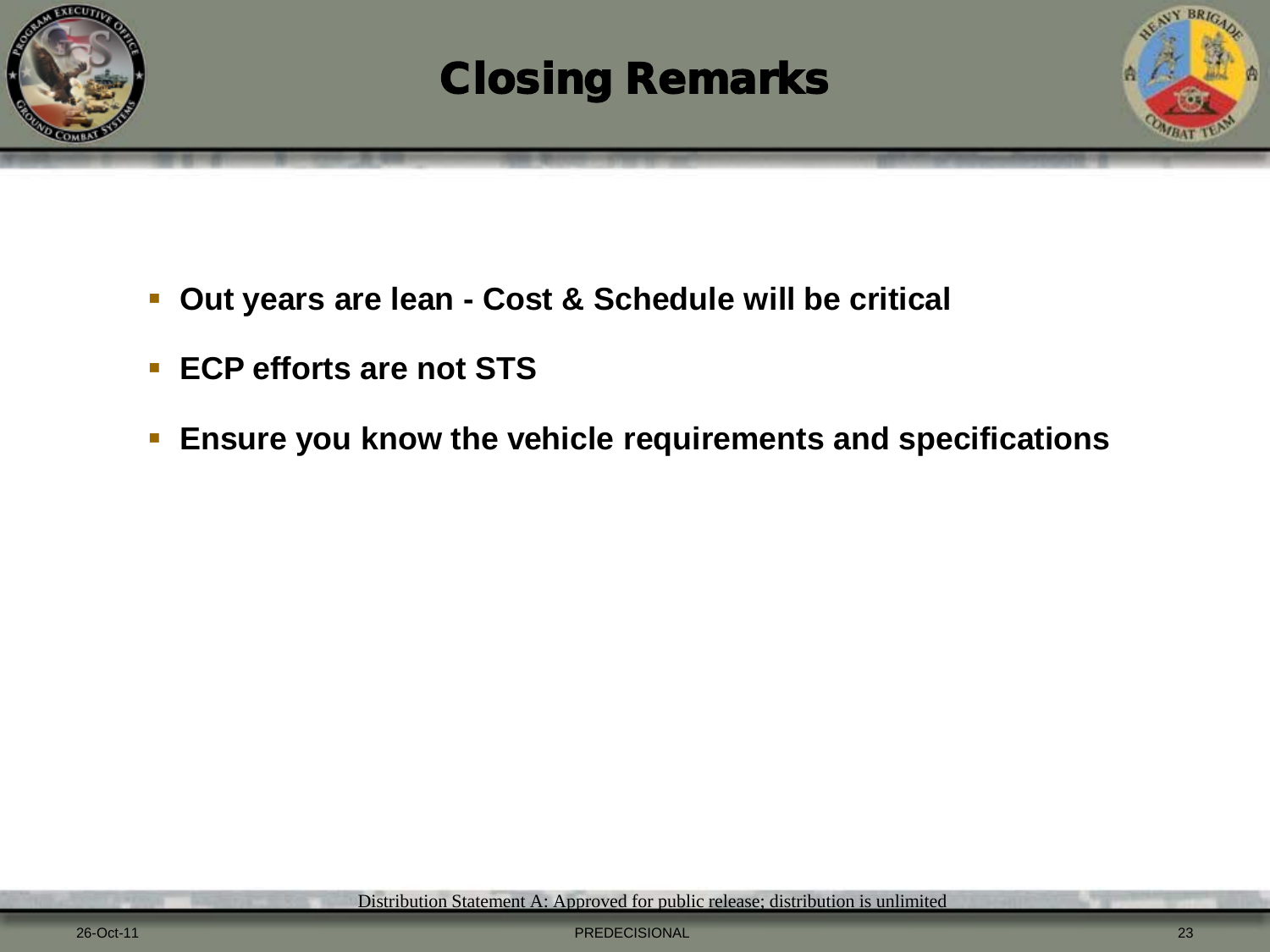# Closing Remarks

- **Out years are lean - Cost & Schedule will be critical**
- **ECP efforts are not STS**
- **Ensure you know the vehicle requirements and specifications**

Distribution Statement A: Approved for public release; distribution is unlimited

PREDECISIONAL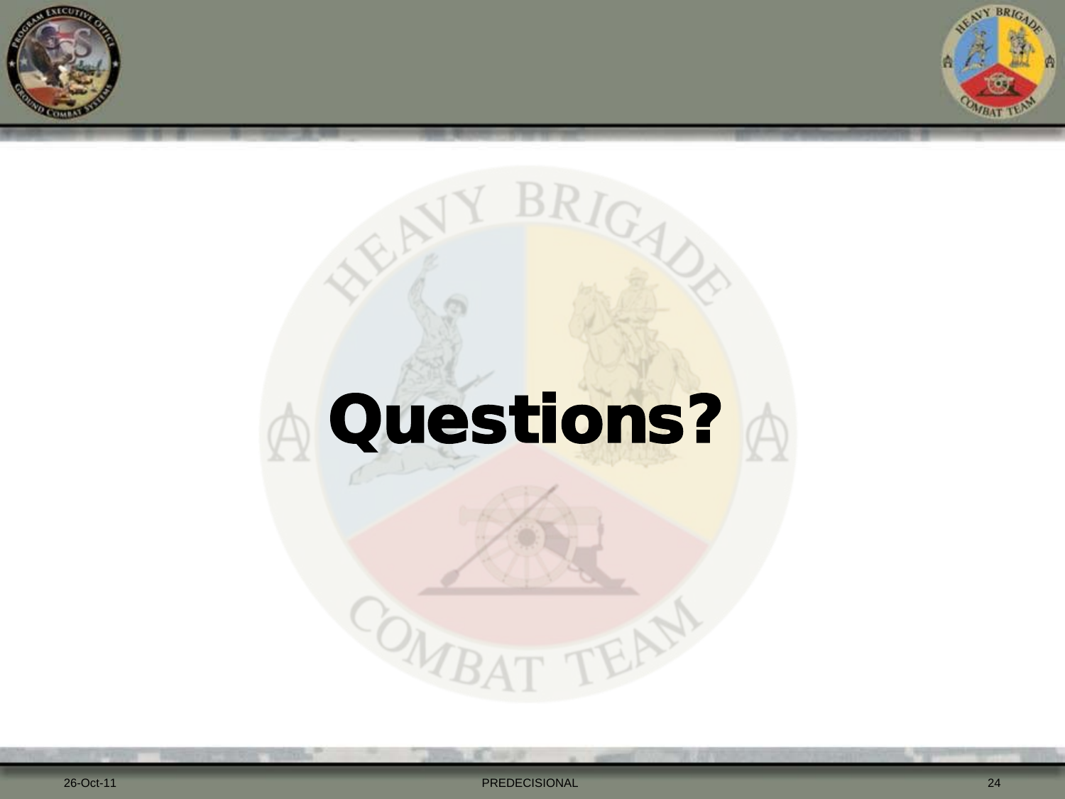# Questions?